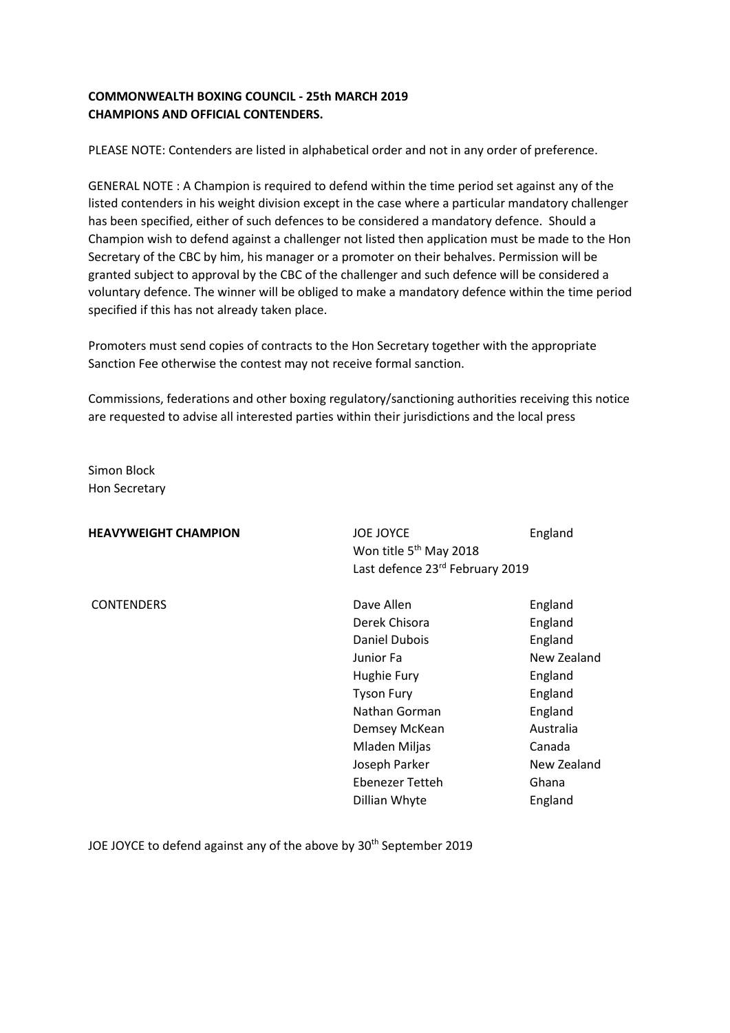**COMMONWEALTH BOXING COUNCIL - 25th MARCH 2019**
**CHAMPIONS AND OFFICIAL CONTENDERS.**

PLEASE NOTE: Contenders are listed in alphabetical order and not in any order of preference.

GENERAL NOTE : A Champion is required to defend within the time period set against any of the listed contenders in his weight division except in the case where a particular mandatory challenger has been specified, either of such defences to be considered a mandatory defence. Should a Champion wish to defend against a challenger not listed then application must be made to the Hon Secretary of the CBC by him, his manager or a promoter on their behalves. Permission will be granted subject to approval by the CBC of the challenger and such defence will be considered a voluntary defence. The winner will be obliged to make a mandatory defence within the time period specified if this has not already taken place.

Promoters must send copies of contracts to the Hon Secretary together with the appropriate Sanction Fee otherwise the contest may not receive formal sanction.

Commissions, federations and other boxing regulatory/sanctioning authorities receiving this notice are requested to advise all interested parties within their jurisdictions and the local press

Simon Block
Hon Secretary

| | | |
|---|---|---|
| **HEAVYWEIGHT CHAMPION** | JOE JOYCE | England |
| | Won title 5th May 2018 | |
| | Last defence 23rd February 2019 | |
| CONTENDERS | Dave Allen | England |
| | Derek Chisora | England |
| | Daniel Dubois | England |
| | Junior Fa | New Zealand |
| | Hughie Fury | England |
| | Tyson Fury | England |
| | Nathan Gorman | England |
| | Demsey McKean | Australia |
| | Mladen Miljas | Canada |
| | Joseph Parker | New Zealand |
| | Ebenezer Tetteh | Ghana |
| | Dillian Whyte | England |

JOE JOYCE to defend against any of the above by 30th September 2019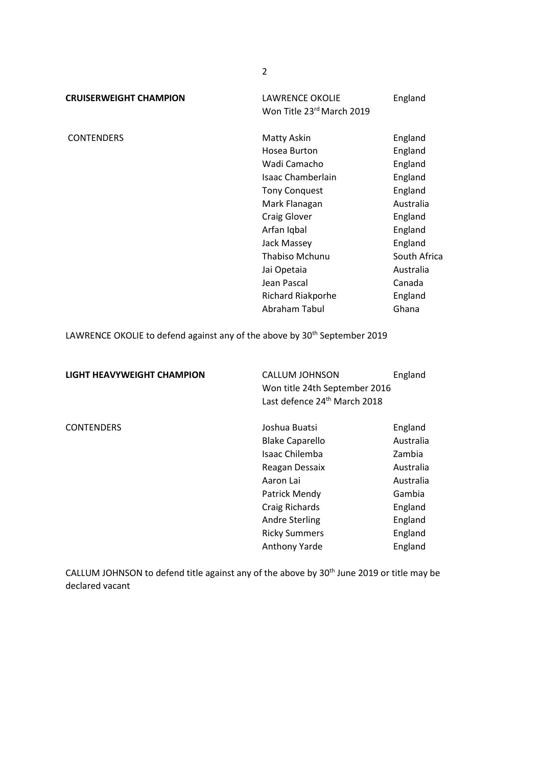| **CRUISERWEIGHT CHAMPION** | LAWRENCE OKOLIE | England |
|---|---|---|
| | Won Title 23rd March 2019 | |
| | | |
| CONTENDERS | Matty Askin | England |
| | Hosea Burton | England |
| | Wadi Camacho | England |
| | Isaac Chamberlain | England |
| | Tony Conquest | England |
| | Mark Flanagan | Australia |
| | Craig Glover | England |
| | Arfan Iqbal | England |
| | Jack Massey | England |
| | Thabiso Mchunu | South Africa |
| | Jai Opetaia | Australia |
| | Jean Pascal | Canada |
| | Richard Riakporhe | England |
| | Abraham Tabul | Ghana |

LAWRENCE OKOLIE to defend against any of the above by 30th September 2019

| **LIGHT HEAVYWEIGHT CHAMPION** | CALLUM JOHNSON | England |
|---|---|---|
| | Won title 24th September 2016 | |
| | Last defence 24th March 2018 | |
| | | |
| CONTENDERS | Joshua Buatsi | England |
| | Blake Caparello | Australia |
| | Isaac Chilemba | Zambia |
| | Reagan Dessaix | Australia |
| | Aaron Lai | Australia |
| | Patrick Mendy | Gambia |
| | Craig Richards | England |
| | Andre Sterling | England |
| | Ricky Summers | England |
| | Anthony Yarde | England |

CALLUM JOHNSON to defend title against any of the above by 30th June 2019 or title may be declared vacant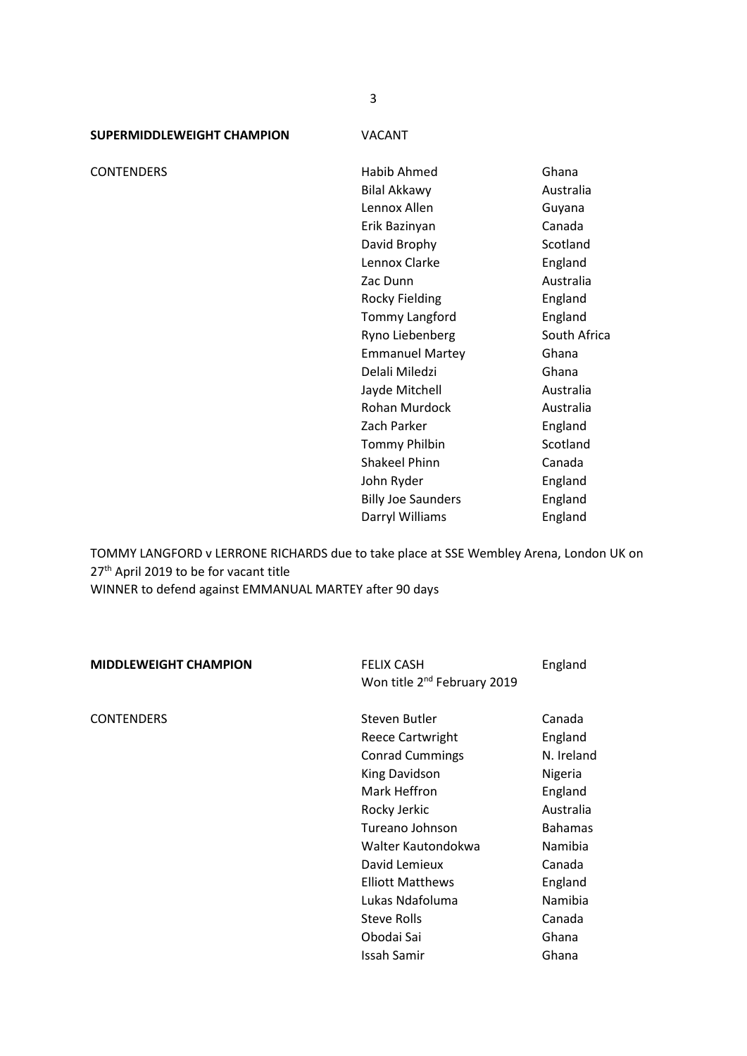**SUPERMIDDLEWEIGHT CHAMPION** VACANT

| CONTENDERS | | |
|---|---|---|
| | Habib Ahmed | Ghana |
| | Bilal Akkawy | Australia |
| | Lennox Allen | Guyana |
| | Erik Bazinyan | Canada |
| | David Brophy | Scotland |
| | Lennox Clarke | England |
| | Zac Dunn | Australia |
| | Rocky Fielding | England |
| | Tommy Langford | England |
| | Ryno Liebenberg | South Africa |
| | Emmanuel Martey | Ghana |
| | Delali Miledzi | Ghana |
| | Jayde Mitchell | Australia |
| | Rohan Murdock | Australia |
| | Zach Parker | England |
| | Tommy Philbin | Scotland |
| | Shakeel Phinn | Canada |
| | John Ryder | England |
| | Billy Joe Saunders | England |
| | Darryl Williams | England |

TOMMY LANGFORD v LERRONE RICHARDS due to take place at SSE Wembley Arena, London UK on 27th April 2019 to be for vacant title
WINNER to defend against EMMANUAL MARTEY after 90 days

**MIDDLEWEIGHT CHAMPION** FELIX CASH England
Won title 2nd February 2019

| CONTENDERS | | |
|---|---|---|
| | Steven Butler | Canada |
| | Reece Cartwright | England |
| | Conrad Cummings | N. Ireland |
| | King Davidson | Nigeria |
| | Mark Heffron | England |
| | Rocky Jerkic | Australia |
| | Tureano Johnson | Bahamas |
| | Walter Kautondokwa | Namibia |
| | David Lemieux | Canada |
| | Elliott Matthews | England |
| | Lukas Ndafoluma | Namibia |
| | Steve Rolls | Canada |
| | Obodai Sai | Ghana |
| | Issah Samir | Ghana |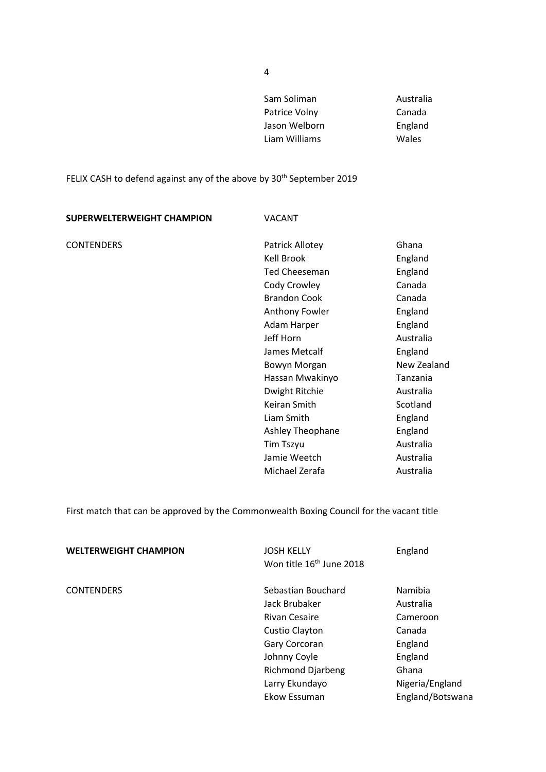| | | |
|---|---|---|
| | Sam Soliman | Australia |
| | Patrice Volny | Canada |
| | Jason Welborn | England |
| | Liam Williams | Wales |

FELIX CASH to defend against any of the above by 30th September 2019

| | | |
|---|---|---|
| **SUPERWELTERWEIGHT CHAMPION** | VACANT | |
| CONTENDERS | Patrick Allotey | Ghana |
| | Kell Brook | England |
| | Ted Cheeseman | England |
| | Cody Crowley | Canada |
| | Brandon Cook | Canada |
| | Anthony Fowler | England |
| | Adam Harper | England |
| | Jeff Horn | Australia |
| | James Metcalf | England |
| | Bowyn Morgan | New Zealand |
| | Hassan Mwakinyo | Tanzania |
| | Dwight Ritchie | Australia |
| | Keiran Smith | Scotland |
| | Liam Smith | England |
| | Ashley Theophane | England |
| | Tim Tszyu | Australia |
| | Jamie Weetch | Australia |
| | Michael Zerafa | Australia |

First match that can be approved by the Commonwealth Boxing Council for the vacant title

| | | |
|---|---|---|
| **WELTERWEIGHT CHAMPION** | JOSH KELLY<br>Won title 16th June 2018 | England |
| CONTENDERS | Sebastian Bouchard | Namibia |
| | Jack Brubaker | Australia |
| | Rivan Cesaire | Cameroon |
| | Custio Clayton | Canada |
| | Gary Corcoran | England |
| | Johnny Coyle | England |
| | Richmond Djarbeng | Ghana |
| | Larry Ekundayo | Nigeria/England |
| | Ekow Essuman | England/Botswana |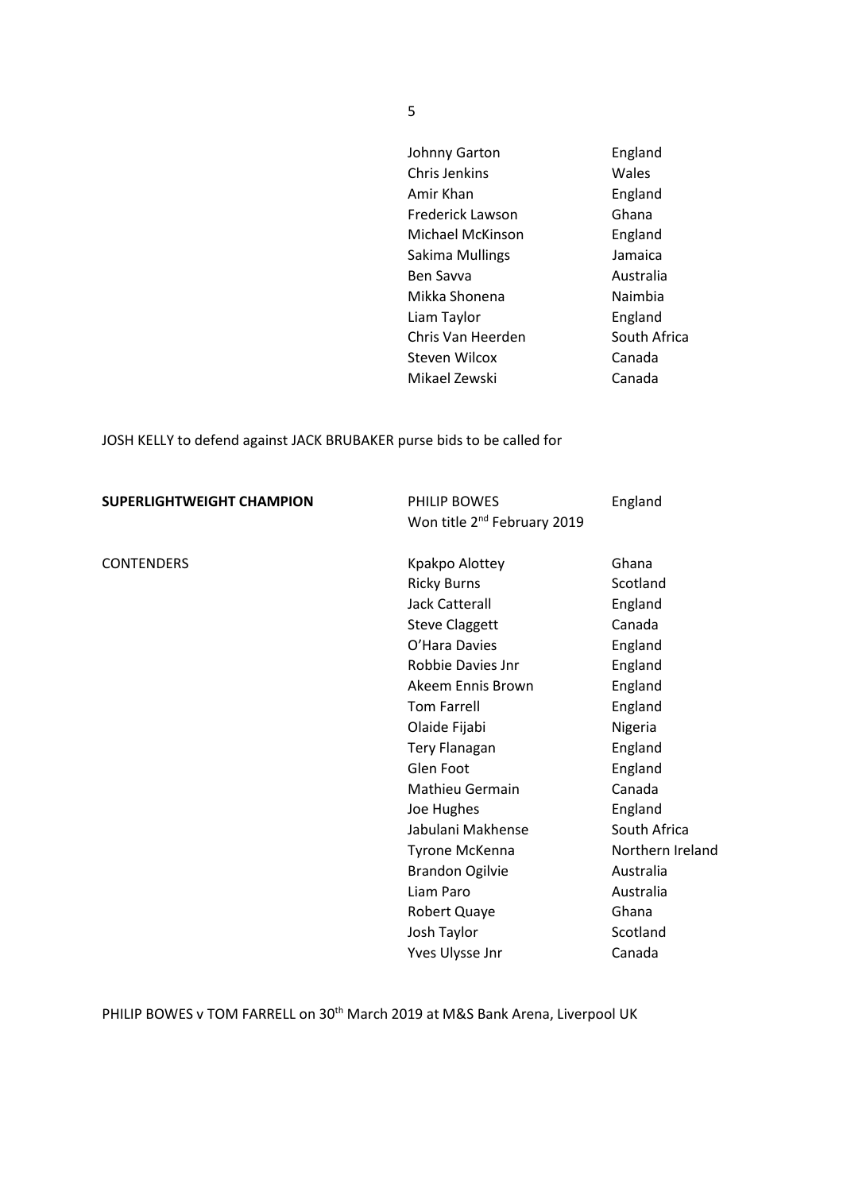| | | |
|---|---|---|
| | Johnny Garton | England |
| | Chris Jenkins | Wales |
| | Amir Khan | England |
| | Frederick Lawson | Ghana |
| | Michael McKinson | England |
| | Sakima Mullings | Jamaica |
| | Ben Savva | Australia |
| | Mikka Shonena | Naimbia |
| | Liam Taylor | England |
| | Chris Van Heerden | South Africa |
| | Steven Wilcox | Canada |
| | Mikael Zewski | Canada |

JOSH KELLY to defend against JACK BRUBAKER purse bids to be called for

| | | |
|---|---|---|
| **SUPERLIGHTWEIGHT CHAMPION** | PHILIP BOWES<br>Won title 2nd February 2019 | England |
| CONTENDERS | Kpakpo Alottey | Ghana |
| | Ricky Burns | Scotland |
| | Jack Catterall | England |
| | Steve Claggett | Canada |
| | O'Hara Davies | England |
| | Robbie Davies Jnr | England |
| | Akeem Ennis Brown | England |
| | Tom Farrell | England |
| | Olaide Fijabi | Nigeria |
| | Tery Flanagan | England |
| | Glen Foot | England |
| | Mathieu Germain | Canada |
| | Joe Hughes | England |
| | Jabulani Makhense | South Africa |
| | Tyrone McKenna | Northern Ireland |
| | Brandon Ogilvie | Australia |
| | Liam Paro | Australia |
| | Robert Quaye | Ghana |
| | Josh Taylor | Scotland |
| | Yves Ulysse Jnr | Canada |

PHILIP BOWES v TOM FARRELL on 30th March 2019 at M&S Bank Arena, Liverpool UK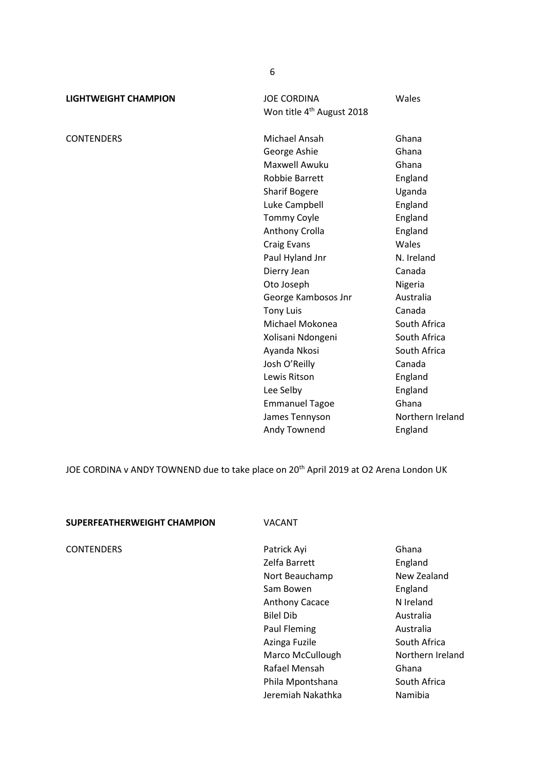**LIGHTWEIGHT CHAMPION** JOE CORDINA Wales
Won title 4th August 2018

| CONTENDERS | | |
|---|---|---|
| | Michael Ansah | Ghana |
| | George Ashie | Ghana |
| | Maxwell Awuku | Ghana |
| | Robbie Barrett | England |
| | Sharif Bogere | Uganda |
| | Luke Campbell | England |
| | Tommy Coyle | England |
| | Anthony Crolla | England |
| | Craig Evans | Wales |
| | Paul Hyland Jnr | N. Ireland |
| | Dierry Jean | Canada |
| | Oto Joseph | Nigeria |
| | George Kambosos Jnr | Australia |
| | Tony Luis | Canada |
| | Michael Mokonea | South Africa |
| | Xolisani Ndongeni | South Africa |
| | Ayanda Nkosi | South Africa |
| | Josh O'Reilly | Canada |
| | Lewis Ritson | England |
| | Lee Selby | England |
| | Emmanuel Tagoe | Ghana |
| | James Tennyson | Northern Ireland |
| | Andy Townend | England |

JOE CORDINA v ANDY TOWNEND due to take place on 20th April 2019 at O2 Arena London UK

**SUPERFEATHERWEIGHT CHAMPION** VACANT

| CONTENDERS | | |
|---|---|---|
| | Patrick Ayi | Ghana |
| | Zelfa Barrett | England |
| | Nort Beauchamp | New Zealand |
| | Sam Bowen | England |
| | Anthony Cacace | N Ireland |
| | Bilel Dib | Australia |
| | Paul Fleming | Australia |
| | Azinga Fuzile | South Africa |
| | Marco McCullough | Northern Ireland |
| | Rafael Mensah | Ghana |
| | Phila Mpontshana | South Africa |
| | Jeremiah Nakathka | Namibia |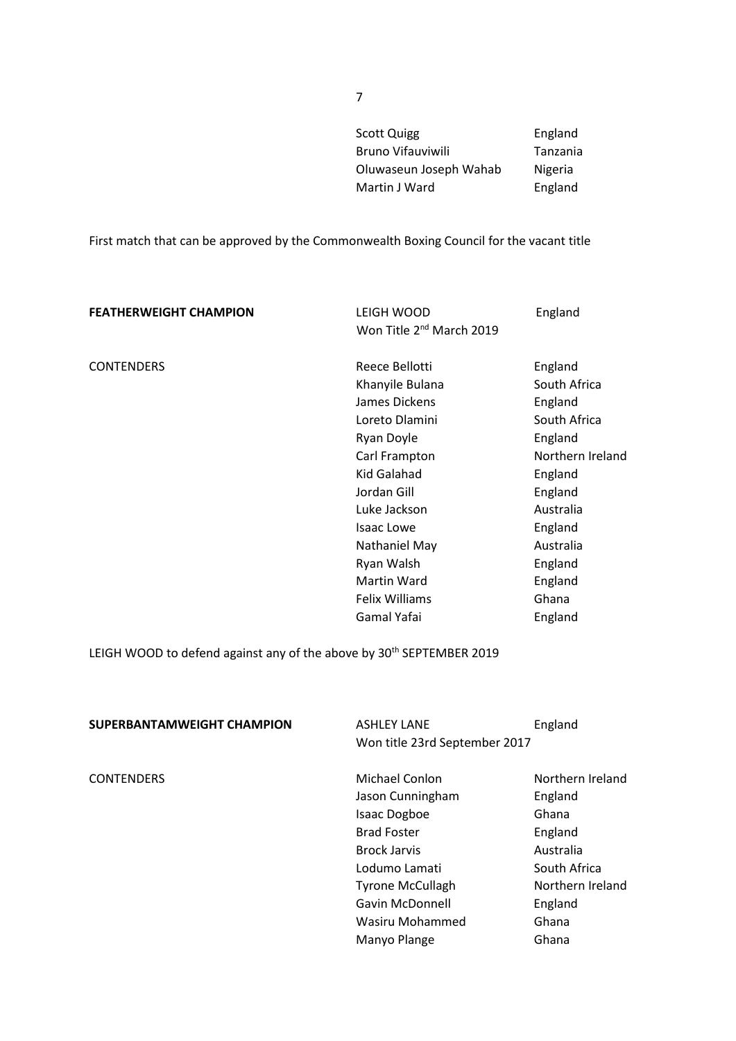| | | |
|---|---|---|
| | Scott Quigg | England |
| | Bruno Vifauviwili | Tanzania |
| | Oluwaseun Joseph Wahab | Nigeria |
| | Martin J Ward | England |

First match that can be approved by the Commonwealth Boxing Council for the vacant title

| | | |
|---|---|---|
| **FEATHERWEIGHT CHAMPION** | LEIGH WOOD<br>Won Title 2nd March 2019 | England |
| CONTENDERS | Reece Bellotti | England |
| | Khanyile Bulana | South Africa |
| | James Dickens | England |
| | Loreto Dlamini | South Africa |
| | Ryan Doyle | England |
| | Carl Frampton | Northern Ireland |
| | Kid Galahad | England |
| | Jordan Gill | England |
| | Luke Jackson | Australia |
| | Isaac Lowe | England |
| | Nathaniel May | Australia |
| | Ryan Walsh | England |
| | Martin Ward | England |
| | Felix Williams | Ghana |
| | Gamal Yafai | England |

LEIGH WOOD to defend against any of the above by 30th SEPTEMBER 2019

| | | |
|---|---|---|
| **SUPERBANTAMWEIGHT CHAMPION** | ASHLEY LANE<br>Won title 23rd September 2017 | England |
| CONTENDERS | Michael Conlon | Northern Ireland |
| | Jason Cunningham | England |
| | Isaac Dogboe | Ghana |
| | Brad Foster | England |
| | Brock Jarvis | Australia |
| | Lodumo Lamati | South Africa |
| | Tyrone McCullagh | Northern Ireland |
| | Gavin McDonnell | England |
| | Wasiru Mohammed | Ghana |
| | Manyo Plange | Ghana |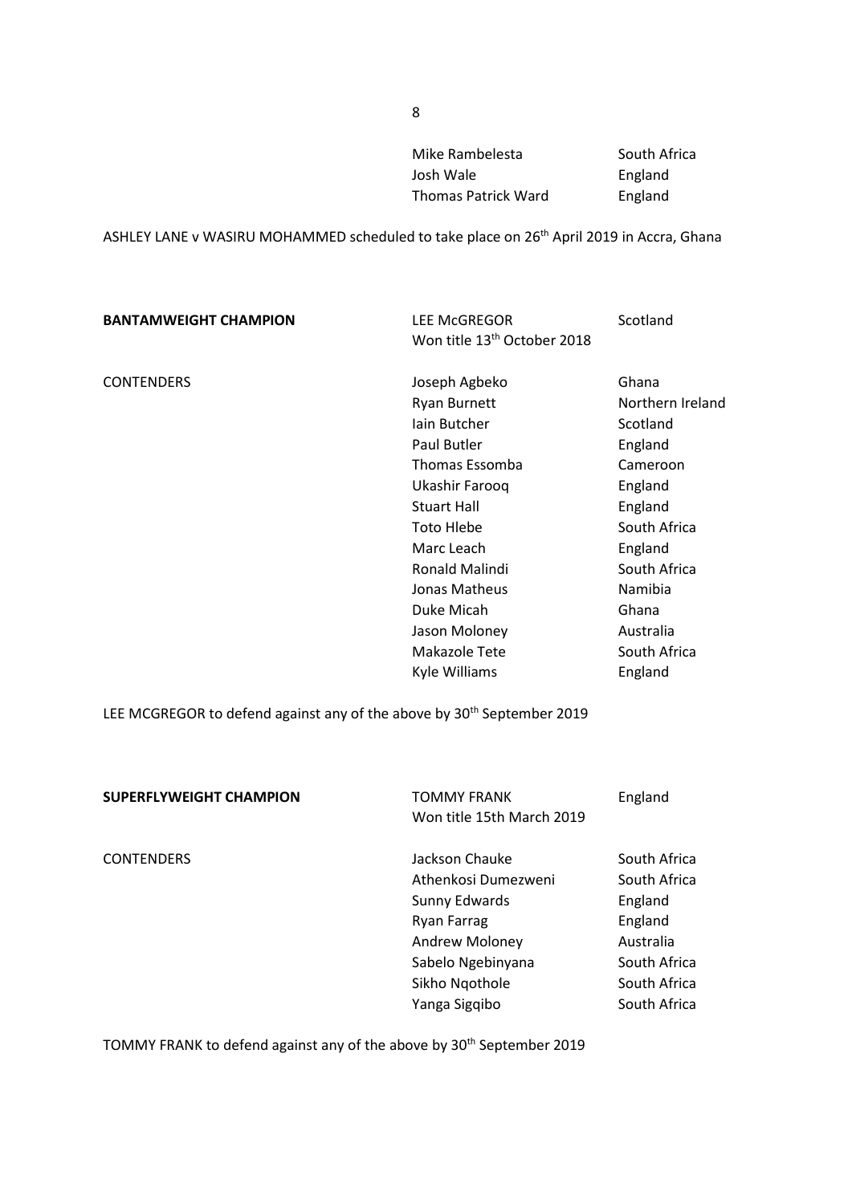| | | |
|---|---|---|
| | Mike Rambelesta | South Africa |
| | Josh Wale | England |
| | Thomas Patrick Ward | England |

ASHLEY LANE v WASIRU MOHAMMED scheduled to take place on 26th April 2019 in Accra, Ghana

| | | |
|---|---|---|
| **BANTAMWEIGHT CHAMPION** | LEE McGREGOR<br>Won title 13th October 2018 | Scotland |
| CONTENDERS | Joseph Agbeko | Ghana |
| | Ryan Burnett | Northern Ireland |
| | Iain Butcher | Scotland |
| | Paul Butler | England |
| | Thomas Essomba | Cameroon |
| | Ukashir Farooq | England |
| | Stuart Hall | England |
| | Toto Hlebe | South Africa |
| | Marc Leach | England |
| | Ronald Malindi | South Africa |
| | Jonas Matheus | Namibia |
| | Duke Micah | Ghana |
| | Jason Moloney | Australia |
| | Makazole Tete | South Africa |
| | Kyle Williams | England |

LEE MCGREGOR to defend against any of the above by 30th September 2019

| | | |
|---|---|---|
| **SUPERFLYWEIGHT CHAMPION** | TOMMY FRANK<br>Won title 15th March 2019 | England |
| CONTENDERS | Jackson Chauke | South Africa |
| | Athenkosi Dumezweni | South Africa |
| | Sunny Edwards | England |
| | Ryan Farrag | England |
| | Andrew Moloney | Australia |
| | Sabelo Ngebinyana | South Africa |
| | Sikho Nqothole | South Africa |
| | Yanga Sigqibo | South Africa |

TOMMY FRANK to defend against any of the above by 30th September 2019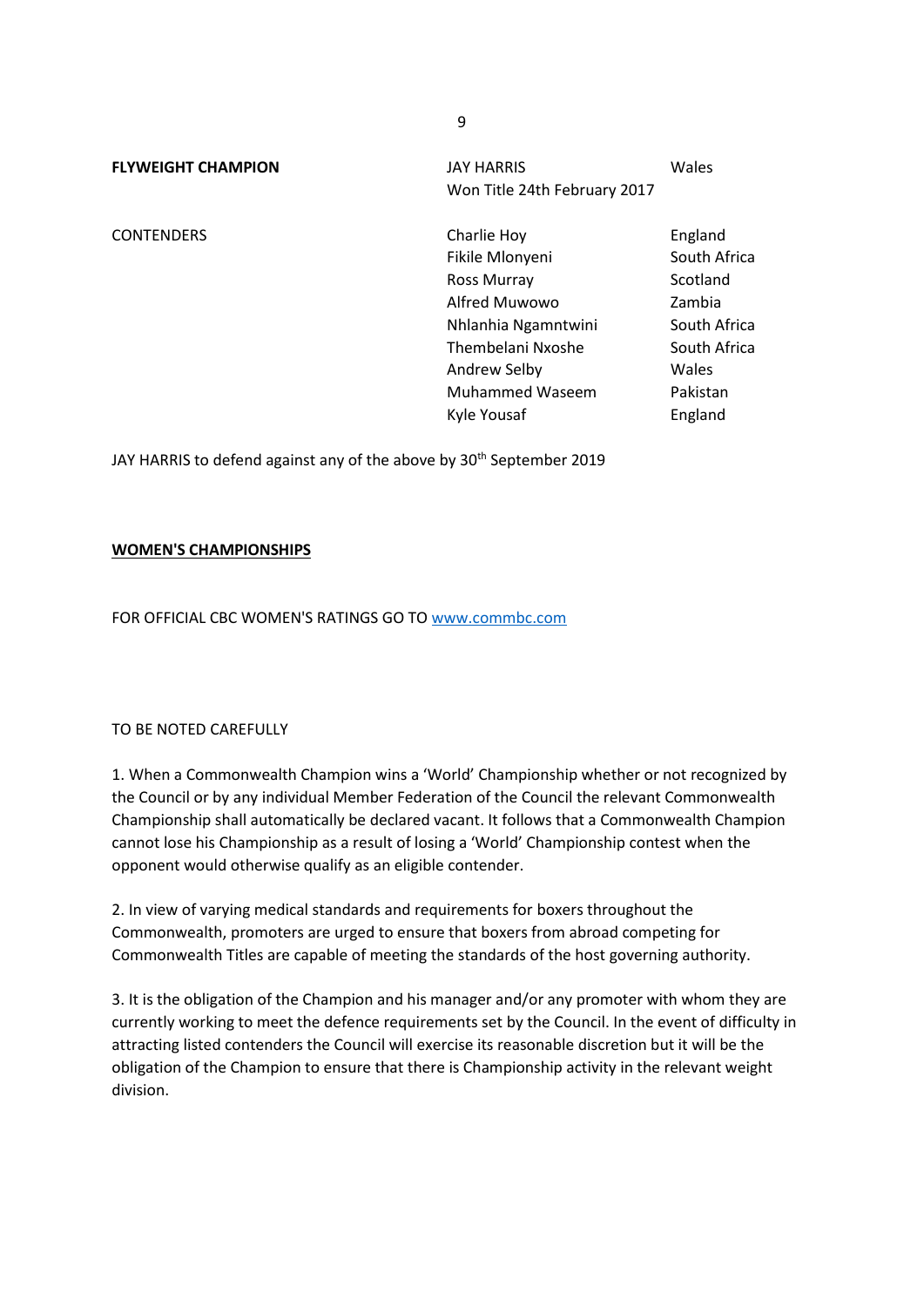| | | |
|---|---|---|
| **FLYWEIGHT CHAMPION** | JAY HARRIS<br>Won Title 24th February 2017 | Wales |
| CONTENDERS | Charlie Hoy | England |
| | Fikile Mlonyeni | South Africa |
| | Ross Murray | Scotland |
| | Alfred Muwowo | Zambia |
| | Nhlanhia Ngamntwini | South Africa |
| | Thembelani Nxoshe | South Africa |
| | Andrew Selby | Wales |
| | Muhammed Waseem | Pakistan |
| | Kyle Yousaf | England |

JAY HARRIS to defend against any of the above by 30th September 2019

**WOMEN'S CHAMPIONSHIPS**

FOR OFFICIAL CBC WOMEN'S RATINGS GO TO [www.commbc.com](www.commbc.com)

TO BE NOTED CAREFULLY

1. When a Commonwealth Champion wins a 'World' Championship whether or not recognized by the Council or by any individual Member Federation of the Council the relevant Commonwealth Championship shall automatically be declared vacant. It follows that a Commonwealth Champion cannot lose his Championship as a result of losing a 'World' Championship contest when the opponent would otherwise qualify as an eligible contender.

2. In view of varying medical standards and requirements for boxers throughout the Commonwealth, promoters are urged to ensure that boxers from abroad competing for Commonwealth Titles are capable of meeting the standards of the host governing authority.

3. It is the obligation of the Champion and his manager and/or any promoter with whom they are currently working to meet the defence requirements set by the Council. In the event of difficulty in attracting listed contenders the Council will exercise its reasonable discretion but it will be the obligation of the Champion to ensure that there is Championship activity in the relevant weight division.